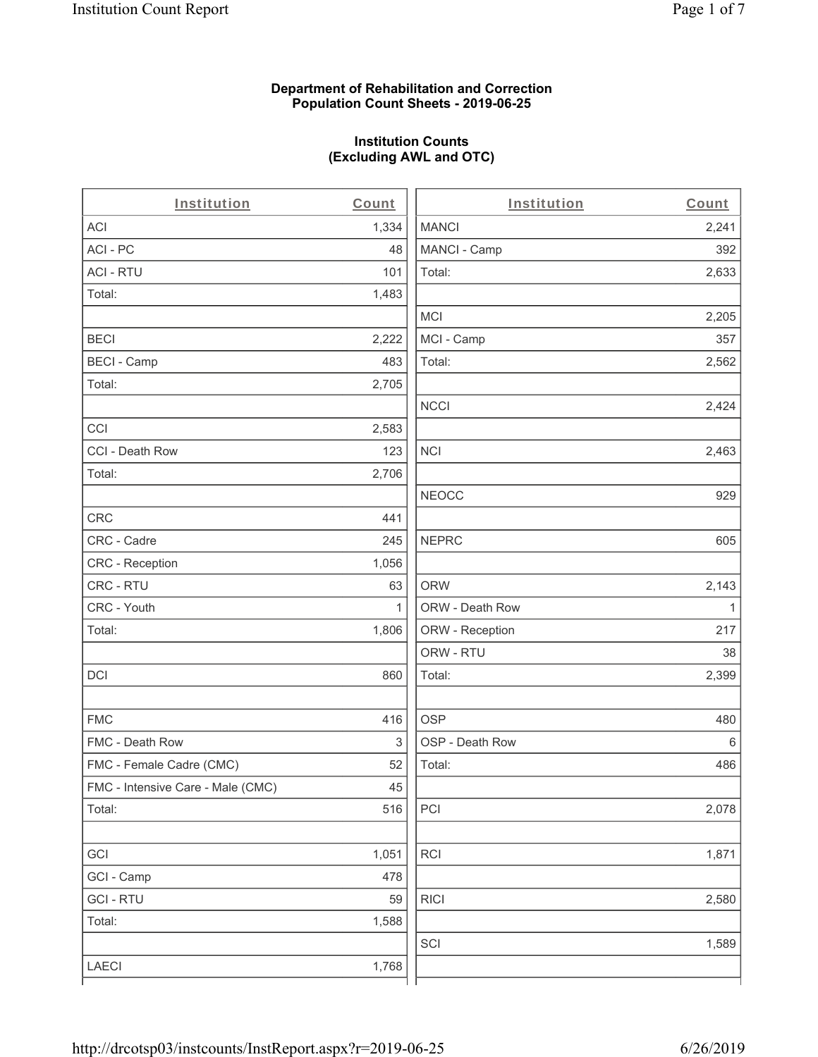**Department of Rehabilitation and Correction**
**Population Count Sheets - 2019-06-25**

**Institution Counts**
**(Excluding AWL and OTC)**

| Institution | Count |
|---|---|
| ACI | 1,334 |
| ACI - PC | 48 |
| ACI - RTU | 101 |
| Total: | 1,483 |
| | |
| BECI | 2,222 |
| BECI - Camp | 483 |
| Total: | 2,705 |
| | |
| CCI | 2,583 |
| CCI - Death Row | 123 |
| Total: | 2,706 |
| | |
| CRC | 441 |
| CRC - Cadre | 245 |
| CRC - Reception | 1,056 |
| CRC - RTU | 63 |
| CRC - Youth | 1 |
| Total: | 1,806 |
| | |
| DCI | 860 |
| | |
| FMC | 416 |
| FMC - Death Row | 3 |
| FMC - Female Cadre (CMC) | 52 |
| FMC - Intensive Care - Male (CMC) | 45 |
| Total: | 516 |
| | |
| GCI | 1,051 |
| GCI - Camp | 478 |
| GCI - RTU | 59 |
| Total: | 1,588 |
| | |
| LAECI | 1,768 |

| Institution | Count |
|---|---|
| MANCI | 2,241 |
| MANCI - Camp | 392 |
| Total: | 2,633 |
| | |
| MCI | 2,205 |
| MCI - Camp | 357 |
| Total: | 2,562 |
| | |
| NCCI | 2,424 |
| | |
| NCI | 2,463 |
| | |
| NEOCC | 929 |
| | |
| NEPRC | 605 |
| | |
| ORW | 2,143 |
| ORW - Death Row | 1 |
| ORW - Reception | 217 |
| ORW - RTU | 38 |
| Total: | 2,399 |
| | |
| OSP | 480 |
| OSP - Death Row | 6 |
| Total: | 486 |
| | |
| PCI | 2,078 |
| | |
| RCI | 1,871 |
| | |
| RICI | 2,580 |
| | |
| SCI | 1,589 |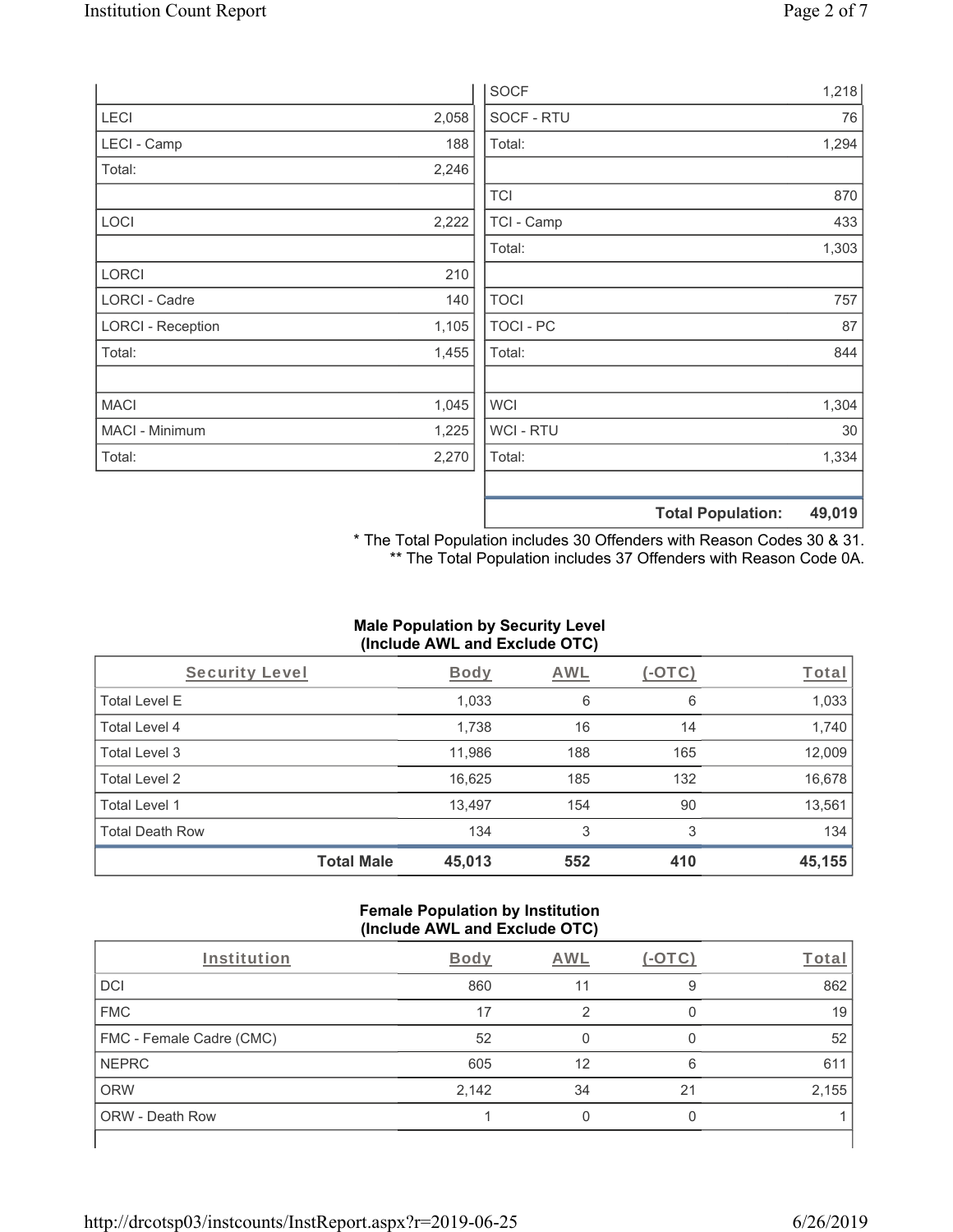| | |
|---|---|
| LECI | 2,058 |
| LECI - Camp | 188 |
| Total: | 2,246 |
| | |
| LOCI | 2,222 |
| | |
| LORCI | 210 |
| LORCI - Cadre | 140 |
| LORCI - Reception | 1,105 |
| Total: | 1,455 |
| | |
| MACI | 1,045 |
| MACI - Minimum | 1,225 |
| Total: | 2,270 |

| | |
|---|---|
| SOCF | 1,218 |
| SOCF - RTU | 76 |
| Total: | 1,294 |
| | |
| TCI | 870 |
| TCI - Camp | 433 |
| Total: | 1,303 |
| | |
| TOCI | 757 |
| TOCI - PC | 87 |
| Total: | 844 |
| | |
| WCI | 1,304 |
| WCI - RTU | 30 |
| Total: | 1,334 |
| | |
| **Total Population:** | **49,019** |

\* The Total Population includes 30 Offenders with Reason Codes 30 & 31.
\*\* The Total Population includes 37 Offenders with Reason Code 0A.

### Male Population by Security Level (Include AWL and Exclude OTC)

| Security Level | Body | AWL | (-OTC) | Total |
|---|---|---|---|---|
| Total Level E | 1,033 | 6 | 6 | 1,033 |
| Total Level 4 | 1,738 | 16 | 14 | 1,740 |
| Total Level 3 | 11,986 | 188 | 165 | 12,009 |
| Total Level 2 | 16,625 | 185 | 132 | 16,678 |
| Total Level 1 | 13,497 | 154 | 90 | 13,561 |
| Total Death Row | 134 | 3 | 3 | 134 |
| **Total Male** | **45,013** | **552** | **410** | **45,155** |

### Female Population by Institution (Include AWL and Exclude OTC)

| Institution | Body | AWL | (-OTC) | Total |
|---|---|---|---|---|
| DCI | 860 | 11 | 9 | 862 |
| FMC | 17 | 2 | 0 | 19 |
| FMC - Female Cadre (CMC) | 52 | 0 | 0 | 52 |
| NEPRC | 605 | 12 | 6 | 611 |
| ORW | 2,142 | 34 | 21 | 2,155 |
| ORW - Death Row | 1 | 0 | 0 | 1 |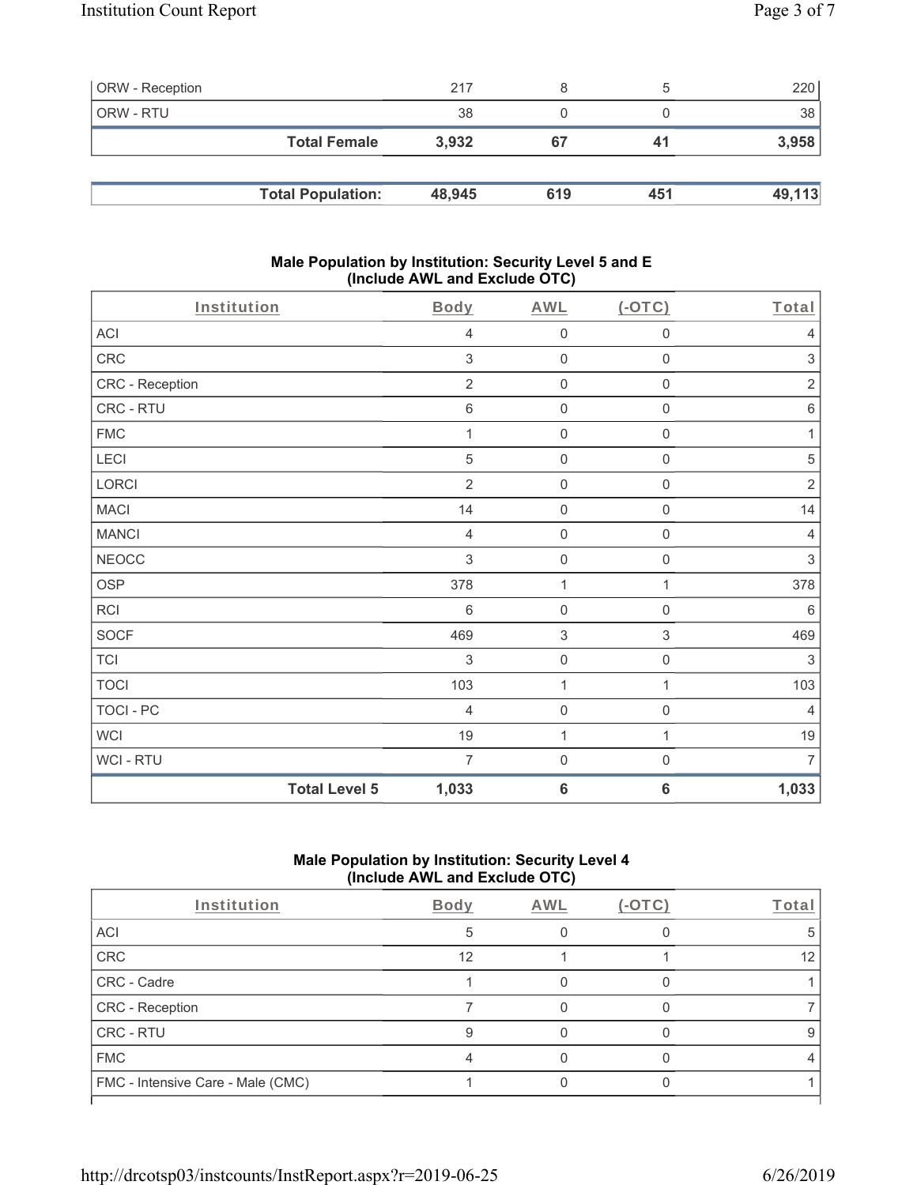| ORW - Reception | 217 | 8 | 5 | 220 |
|---|---|---|---|---|
| ORW - RTU | 38 | 0 | 0 | 38 |
| **Total Female** | **3,932** | **67** | **41** | **3,958** |

| **Total Population:** | **48,945** | **619** | **451** | **49,113** |
|---|---|---|---|---|

### Male Population by Institution: Security Level 5 and E (Include AWL and Exclude OTC)

| Institution | Body | AWL | (-OTC) | Total |
|---|---|---|---|---|
| ACI | 4 | 0 | 0 | 4 |
| CRC | 3 | 0 | 0 | 3 |
| CRC - Reception | 2 | 0 | 0 | 2 |
| CRC - RTU | 6 | 0 | 0 | 6 |
| FMC | 1 | 0 | 0 | 1 |
| LECI | 5 | 0 | 0 | 5 |
| LORCI | 2 | 0 | 0 | 2 |
| MACI | 14 | 0 | 0 | 14 |
| MANCI | 4 | 0 | 0 | 4 |
| NEOCC | 3 | 0 | 0 | 3 |
| OSP | 378 | 1 | 1 | 378 |
| RCI | 6 | 0 | 0 | 6 |
| SOCF | 469 | 3 | 3 | 469 |
| TCI | 3 | 0 | 0 | 3 |
| TOCI | 103 | 1 | 1 | 103 |
| TOCI - PC | 4 | 0 | 0 | 4 |
| WCI | 19 | 1 | 1 | 19 |
| WCI - RTU | 7 | 0 | 0 | 7 |
| **Total Level 5** | **1,033** | **6** | **6** | **1,033** |

### Male Population by Institution: Security Level 4 (Include AWL and Exclude OTC)

| Institution | Body | AWL | (-OTC) | Total |
|---|---|---|---|---|
| ACI | 5 | 0 | 0 | 5 |
| CRC | 12 | 1 | 1 | 12 |
| CRC - Cadre | 1 | 0 | 0 | 1 |
| CRC - Reception | 7 | 0 | 0 | 7 |
| CRC - RTU | 9 | 0 | 0 | 9 |
| FMC | 4 | 0 | 0 | 4 |
| FMC - Intensive Care - Male (CMC) | 1 | 0 | 0 | 1 |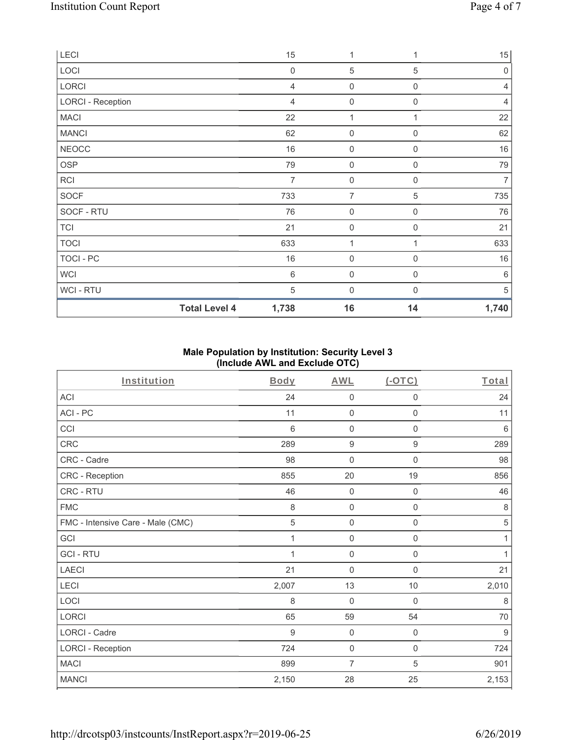| | Body | AWL | (-OTC) | Total |
|---|---|---|---|---|
| LECI | 15 | 1 | 1 | 15 |
| LOCI | 0 | 5 | 5 | 0 |
| LORCI | 4 | 0 | 0 | 4 |
| LORCI - Reception | 4 | 0 | 0 | 4 |
| MACI | 22 | 1 | 1 | 22 |
| MANCI | 62 | 0 | 0 | 62 |
| NEOCC | 16 | 0 | 0 | 16 |
| OSP | 79 | 0 | 0 | 79 |
| RCI | 7 | 0 | 0 | 7 |
| SOCF | 733 | 7 | 5 | 735 |
| SOCF - RTU | 76 | 0 | 0 | 76 |
| TCI | 21 | 0 | 0 | 21 |
| TOCI | 633 | 1 | 1 | 633 |
| TOCI - PC | 16 | 0 | 0 | 16 |
| WCI | 6 | 0 | 0 | 6 |
| WCI - RTU | 5 | 0 | 0 | 5 |
| **Total Level 4** | **1,738** | **16** | **14** | **1,740** |

### Male Population by Institution: Security Level 3 (Include AWL and Exclude OTC)

| Institution | Body | AWL | (-OTC) | Total |
|---|---|---|---|---|
| ACI | 24 | 0 | 0 | 24 |
| ACI - PC | 11 | 0 | 0 | 11 |
| CCI | 6 | 0 | 0 | 6 |
| CRC | 289 | 9 | 9 | 289 |
| CRC - Cadre | 98 | 0 | 0 | 98 |
| CRC - Reception | 855 | 20 | 19 | 856 |
| CRC - RTU | 46 | 0 | 0 | 46 |
| FMC | 8 | 0 | 0 | 8 |
| FMC - Intensive Care - Male (CMC) | 5 | 0 | 0 | 5 |
| GCI | 1 | 0 | 0 | 1 |
| GCI - RTU | 1 | 0 | 0 | 1 |
| LAECI | 21 | 0 | 0 | 21 |
| LECI | 2,007 | 13 | 10 | 2,010 |
| LOCI | 8 | 0 | 0 | 8 |
| LORCI | 65 | 59 | 54 | 70 |
| LORCI - Cadre | 9 | 0 | 0 | 9 |
| LORCI - Reception | 724 | 0 | 0 | 724 |
| MACI | 899 | 7 | 5 | 901 |
| MANCI | 2,150 | 28 | 25 | 2,153 |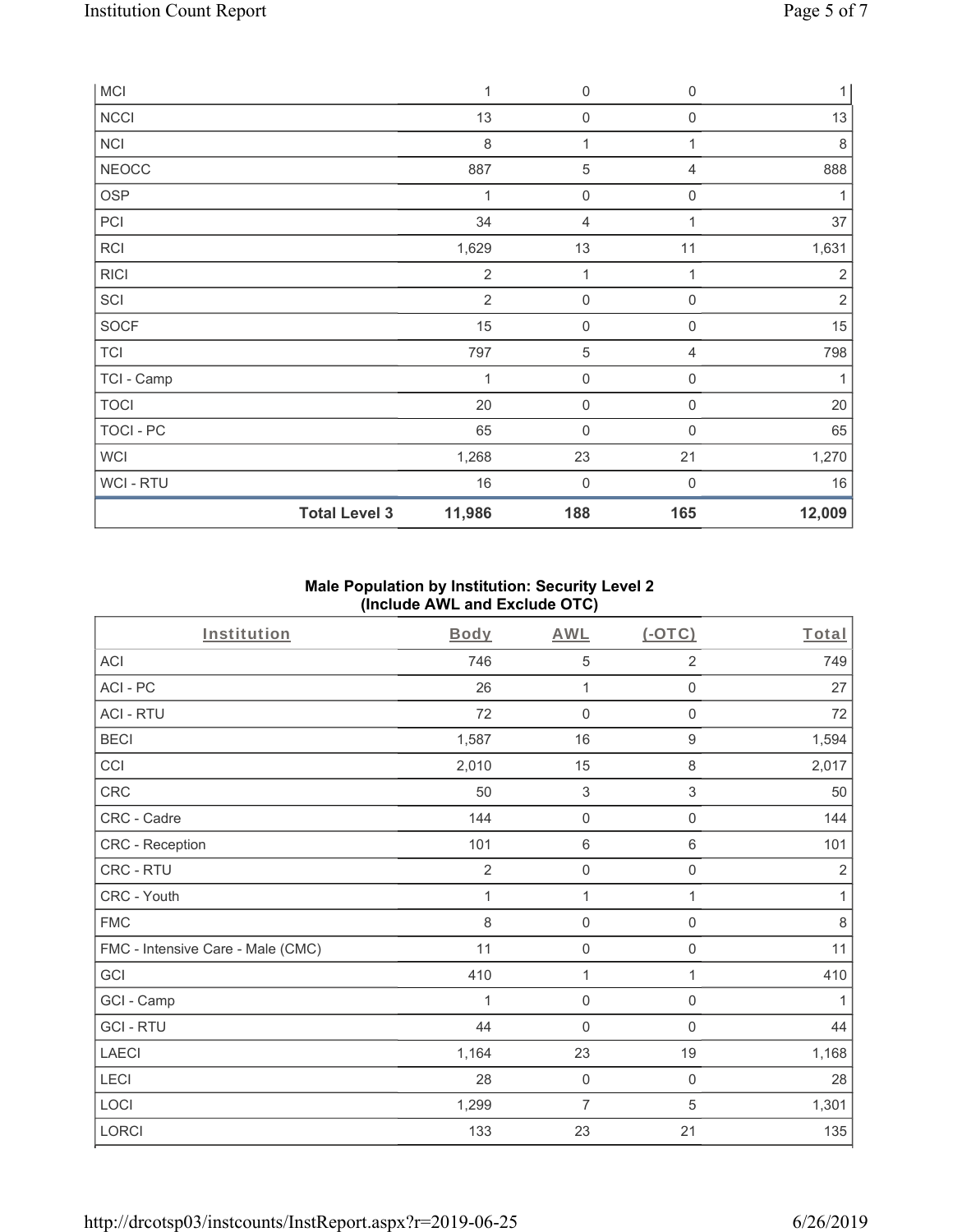| | | | | |
|---|---|---|---|---|
| MCI | 1 | 0 | 0 | 1 |
| NCCI | 13 | 0 | 0 | 13 |
| NCI | 8 | 1 | 1 | 8 |
| NEOCC | 887 | 5 | 4 | 888 |
| OSP | 1 | 0 | 0 | 1 |
| PCI | 34 | 4 | 1 | 37 |
| RCI | 1,629 | 13 | 11 | 1,631 |
| RICI | 2 | 1 | 1 | 2 |
| SCI | 2 | 0 | 0 | 2 |
| SOCF | 15 | 0 | 0 | 15 |
| TCI | 797 | 5 | 4 | 798 |
| TCI - Camp | 1 | 0 | 0 | 1 |
| TOCI | 20 | 0 | 0 | 20 |
| TOCI - PC | 65 | 0 | 0 | 65 |
| WCI | 1,268 | 23 | 21 | 1,270 |
| WCI - RTU | 16 | 0 | 0 | 16 |
| **Total Level 3** | **11,986** | **188** | **165** | **12,009** |

**Male Population by Institution: Security Level 2 (Include AWL and Exclude OTC)**

| Institution | Body | AWL | (-OTC) | Total |
|---|---|---|---|---|
| ACI | 746 | 5 | 2 | 749 |
| ACI - PC | 26 | 1 | 0 | 27 |
| ACI - RTU | 72 | 0 | 0 | 72 |
| BECI | 1,587 | 16 | 9 | 1,594 |
| CCI | 2,010 | 15 | 8 | 2,017 |
| CRC | 50 | 3 | 3 | 50 |
| CRC - Cadre | 144 | 0 | 0 | 144 |
| CRC - Reception | 101 | 6 | 6 | 101 |
| CRC - RTU | 2 | 0 | 0 | 2 |
| CRC - Youth | 1 | 1 | 1 | 1 |
| FMC | 8 | 0 | 0 | 8 |
| FMC - Intensive Care - Male (CMC) | 11 | 0 | 0 | 11 |
| GCI | 410 | 1 | 1 | 410 |
| GCI - Camp | 1 | 0 | 0 | 1 |
| GCI - RTU | 44 | 0 | 0 | 44 |
| LAECI | 1,164 | 23 | 19 | 1,168 |
| LECI | 28 | 0 | 0 | 28 |
| LOCI | 1,299 | 7 | 5 | 1,301 |
| LORCI | 133 | 23 | 21 | 135 |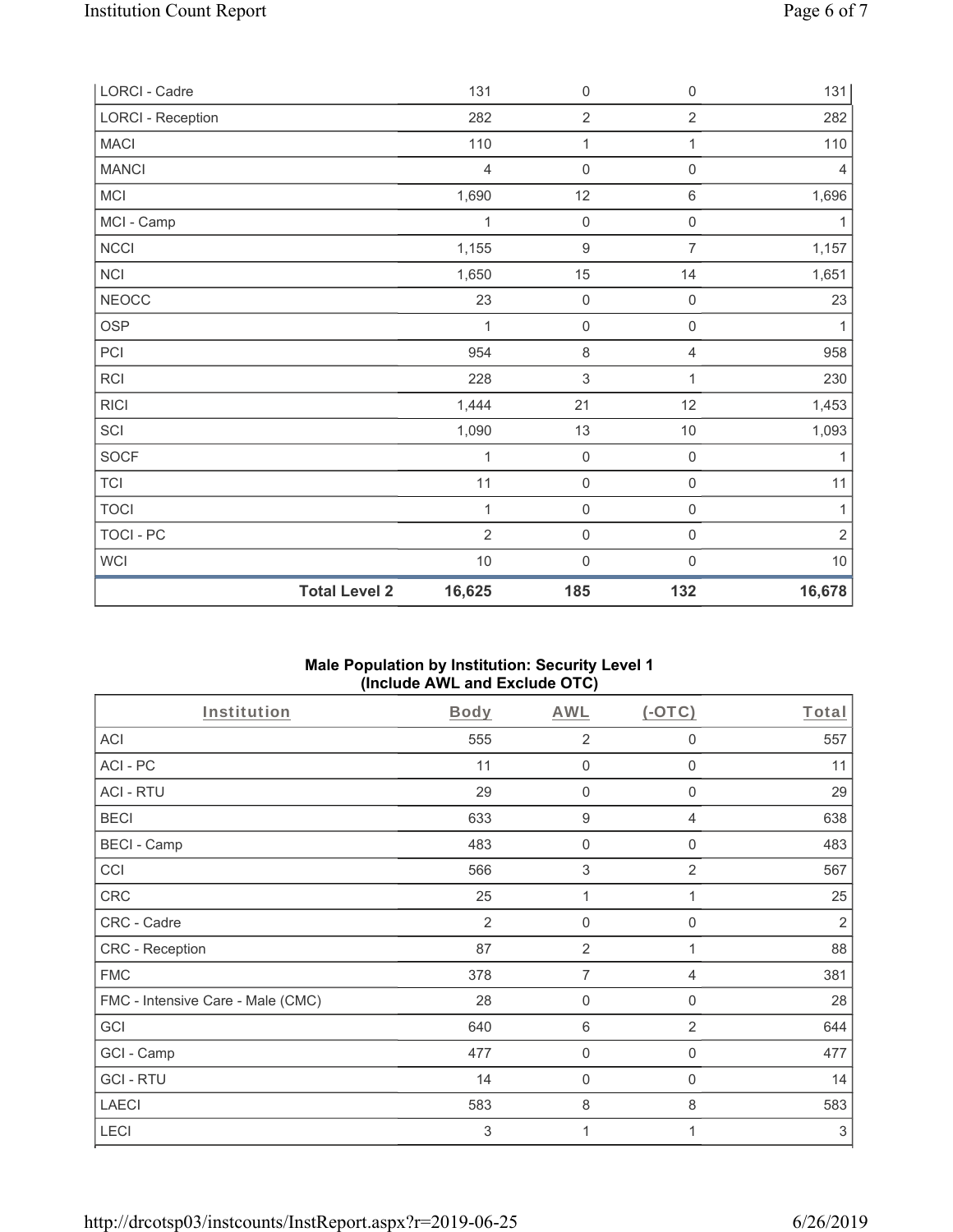| LORCI - Cadre | 131 | 0 | 0 | 131 |
|---|---|---|---|---|
| LORCI - Reception | 282 | 2 | 2 | 282 |
| MACI | 110 | 1 | 1 | 110 |
| MANCI | 4 | 0 | 0 | 4 |
| MCI | 1,690 | 12 | 6 | 1,696 |
| MCI - Camp | 1 | 0 | 0 | 1 |
| NCCI | 1,155 | 9 | 7 | 1,157 |
| NCI | 1,650 | 15 | 14 | 1,651 |
| NEOCC | 23 | 0 | 0 | 23 |
| OSP | 1 | 0 | 0 | 1 |
| PCI | 954 | 8 | 4 | 958 |
| RCI | 228 | 3 | 1 | 230 |
| RICI | 1,444 | 21 | 12 | 1,453 |
| SCI | 1,090 | 13 | 10 | 1,093 |
| SOCF | 1 | 0 | 0 | 1 |
| TCI | 11 | 0 | 0 | 11 |
| TOCI | 1 | 0 | 0 | 1 |
| TOCI - PC | 2 | 0 | 0 | 2 |
| WCI | 10 | 0 | 0 | 10 |
| **Total Level 2** | **16,625** | **185** | **132** | **16,678** |

## Male Population by Institution: Security Level 1 (Include AWL and Exclude OTC)

| Institution | Body | AWL | (-OTC) | Total |
|---|---|---|---|---|
| ACI | 555 | 2 | 0 | 557 |
| ACI - PC | 11 | 0 | 0 | 11 |
| ACI - RTU | 29 | 0 | 0 | 29 |
| BECI | 633 | 9 | 4 | 638 |
| BECI - Camp | 483 | 0 | 0 | 483 |
| CCI | 566 | 3 | 2 | 567 |
| CRC | 25 | 1 | 1 | 25 |
| CRC - Cadre | 2 | 0 | 0 | 2 |
| CRC - Reception | 87 | 2 | 1 | 88 |
| FMC | 378 | 7 | 4 | 381 |
| FMC - Intensive Care - Male (CMC) | 28 | 0 | 0 | 28 |
| GCI | 640 | 6 | 2 | 644 |
| GCI - Camp | 477 | 0 | 0 | 477 |
| GCI - RTU | 14 | 0 | 0 | 14 |
| LAECI | 583 | 8 | 8 | 583 |
| LECI | 3 | 1 | 1 | 3 |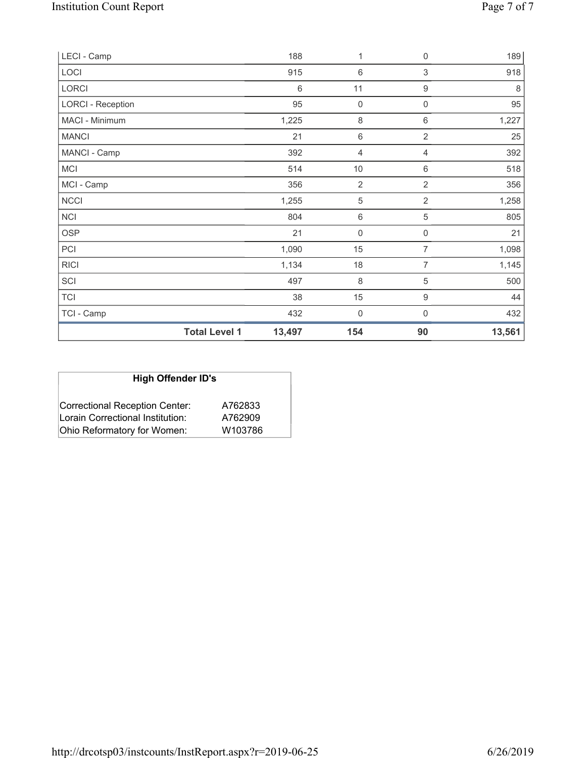| | | | | |
|---|---|---|---|---|
| LECI - Camp | 188 | 1 | 0 | 189 |
| LOCI | 915 | 6 | 3 | 918 |
| LORCI | 6 | 11 | 9 | 8 |
| LORCI - Reception | 95 | 0 | 0 | 95 |
| MACI - Minimum | 1,225 | 8 | 6 | 1,227 |
| MANCI | 21 | 6 | 2 | 25 |
| MANCI - Camp | 392 | 4 | 4 | 392 |
| MCI | 514 | 10 | 6 | 518 |
| MCI - Camp | 356 | 2 | 2 | 356 |
| NCCI | 1,255 | 5 | 2 | 1,258 |
| NCI | 804 | 6 | 5 | 805 |
| OSP | 21 | 0 | 0 | 21 |
| PCI | 1,090 | 15 | 7 | 1,098 |
| RICI | 1,134 | 18 | 7 | 1,145 |
| SCI | 497 | 8 | 5 | 500 |
| TCI | 38 | 15 | 9 | 44 |
| TCI - Camp | 432 | 0 | 0 | 432 |
| **Total Level 1** | **13,497** | **154** | **90** | **13,561** |

| **High Offender ID's** | |
|---|---|
| Correctional Reception Center: | A762833 |
| Lorain Correctional Institution: | A762909 |
| Ohio Reformatory for Women: | W103786 |